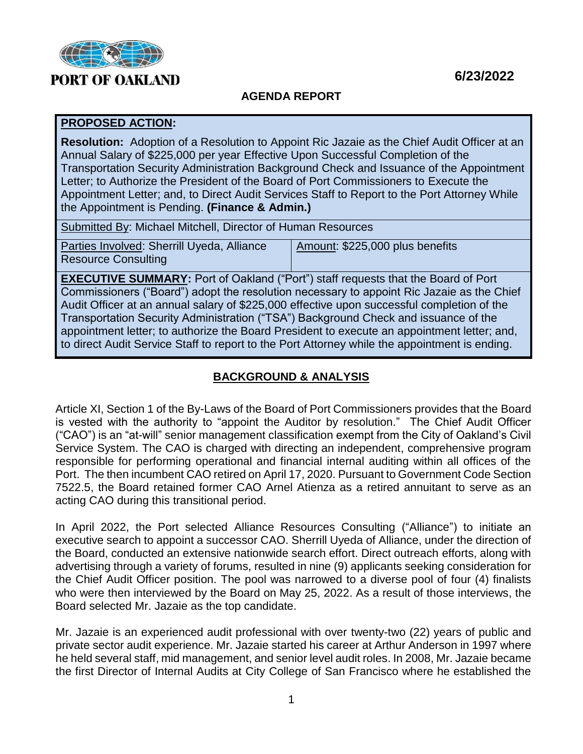PORT OF OAKLAND

6/23/2022

## AGENDA REPORT

| **PROPOSED ACTION:** | |
|---|---|
| **Resolution:** Adoption of a Resolution to Appoint Ric Jazaie as the Chief Audit Officer at an Annual Salary of $225,000 per year Effective Upon Successful Completion of the Transportation Security Administration Background Check and Issuance of the Appointment Letter; to Authorize the President of the Board of Port Commissioners to Execute the Appointment Letter; and, to Direct Audit Services Staff to Report to the Port Attorney While the Appointment is Pending. **(Finance & Admin.)** | |
| Submitted By: Michael Mitchell, Director of Human Resources | |
| Parties Involved: Sherrill Uyeda, Alliance Resource Consulting | Amount: $225,000 plus benefits |
| **EXECUTIVE SUMMARY:** Port of Oakland ("Port") staff requests that the Board of Port Commissioners ("Board") adopt the resolution necessary to appoint Ric Jazaie as the Chief Audit Officer at an annual salary of $225,000 effective upon successful completion of the Transportation Security Administration ("TSA") Background Check and issuance of the appointment letter; to authorize the Board President to execute an appointment letter; and, to direct Audit Service Staff to report to the Port Attorney while the appointment is ending. | |

## BACKGROUND & ANALYSIS

Article XI, Section 1 of the By-Laws of the Board of Port Commissioners provides that the Board is vested with the authority to "appoint the Auditor by resolution." The Chief Audit Officer ("CAO") is an "at-will" senior management classification exempt from the City of Oakland's Civil Service System. The CAO is charged with directing an independent, comprehensive program responsible for performing operational and financial internal auditing within all offices of the Port. The then incumbent CAO retired on April 17, 2020. Pursuant to Government Code Section 7522.5, the Board retained former CAO Arnel Atienza as a retired annuitant to serve as an acting CAO during this transitional period.

In April 2022, the Port selected Alliance Resources Consulting ("Alliance") to initiate an executive search to appoint a successor CAO. Sherrill Uyeda of Alliance, under the direction of the Board, conducted an extensive nationwide search effort. Direct outreach efforts, along with advertising through a variety of forums, resulted in nine (9) applicants seeking consideration for the Chief Audit Officer position. The pool was narrowed to a diverse pool of four (4) finalists who were then interviewed by the Board on May 25, 2022. As a result of those interviews, the Board selected Mr. Jazaie as the top candidate.

Mr. Jazaie is an experienced audit professional with over twenty-two (22) years of public and private sector audit experience. Mr. Jazaie started his career at Arthur Anderson in 1997 where he held several staff, mid management, and senior level audit roles. In 2008, Mr. Jazaie became the first Director of Internal Audits at City College of San Francisco where he established the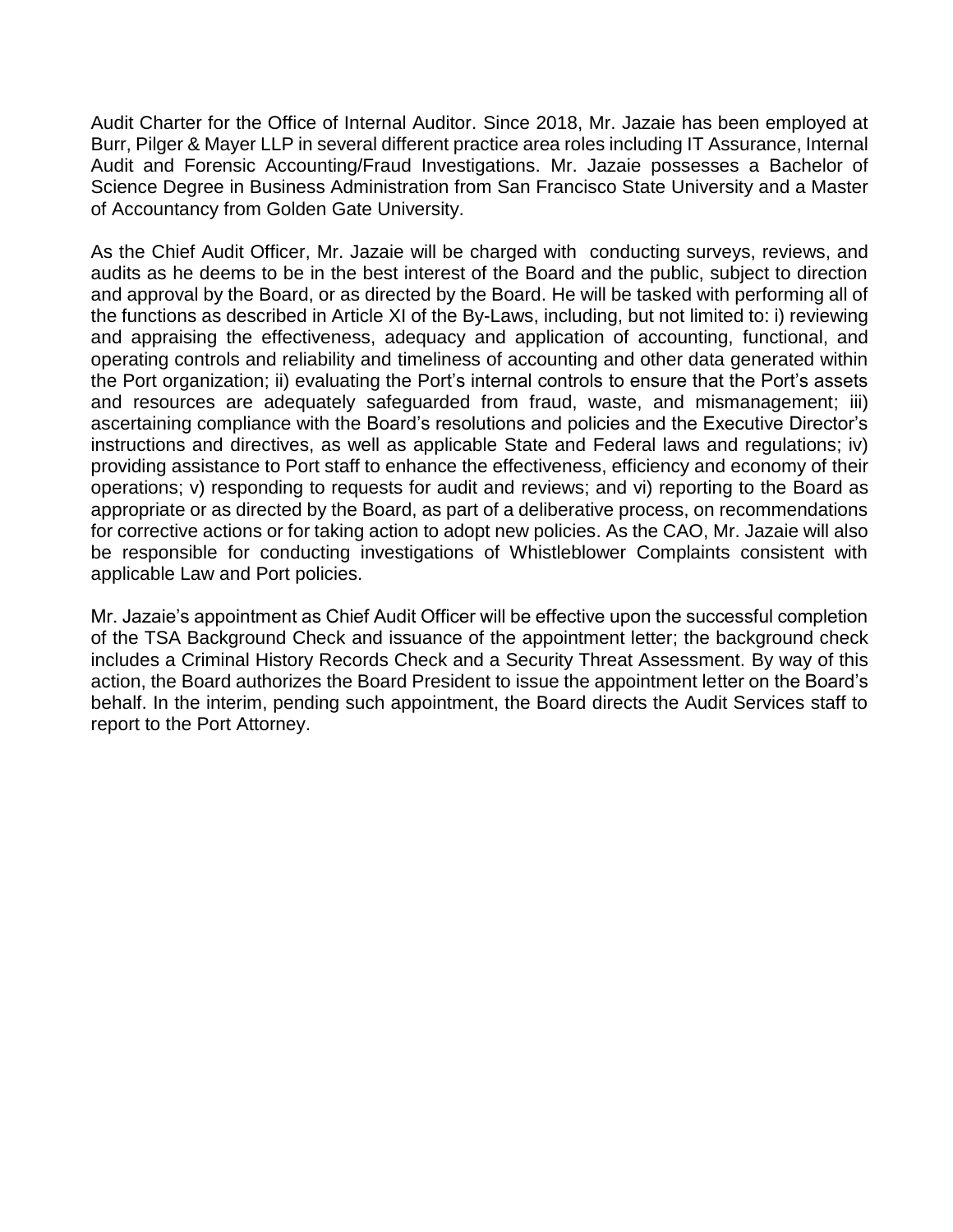Audit Charter for the Office of Internal Auditor. Since 2018, Mr. Jazaie has been employed at Burr, Pilger & Mayer LLP in several different practice area roles including IT Assurance, Internal Audit and Forensic Accounting/Fraud Investigations. Mr. Jazaie possesses a Bachelor of Science Degree in Business Administration from San Francisco State University and a Master of Accountancy from Golden Gate University.

As the Chief Audit Officer, Mr. Jazaie will be charged with conducting surveys, reviews, and audits as he deems to be in the best interest of the Board and the public, subject to direction and approval by the Board, or as directed by the Board. He will be tasked with performing all of the functions as described in Article XI of the By-Laws, including, but not limited to: i) reviewing and appraising the effectiveness, adequacy and application of accounting, functional, and operating controls and reliability and timeliness of accounting and other data generated within the Port organization; ii) evaluating the Port's internal controls to ensure that the Port's assets and resources are adequately safeguarded from fraud, waste, and mismanagement; iii) ascertaining compliance with the Board's resolutions and policies and the Executive Director's instructions and directives, as well as applicable State and Federal laws and regulations; iv) providing assistance to Port staff to enhance the effectiveness, efficiency and economy of their operations; v) responding to requests for audit and reviews; and vi) reporting to the Board as appropriate or as directed by the Board, as part of a deliberative process, on recommendations for corrective actions or for taking action to adopt new policies. As the CAO, Mr. Jazaie will also be responsible for conducting investigations of Whistleblower Complaints consistent with applicable Law and Port policies.

Mr. Jazaie's appointment as Chief Audit Officer will be effective upon the successful completion of the TSA Background Check and issuance of the appointment letter; the background check includes a Criminal History Records Check and a Security Threat Assessment. By way of this action, the Board authorizes the Board President to issue the appointment letter on the Board's behalf. In the interim, pending such appointment, the Board directs the Audit Services staff to report to the Port Attorney.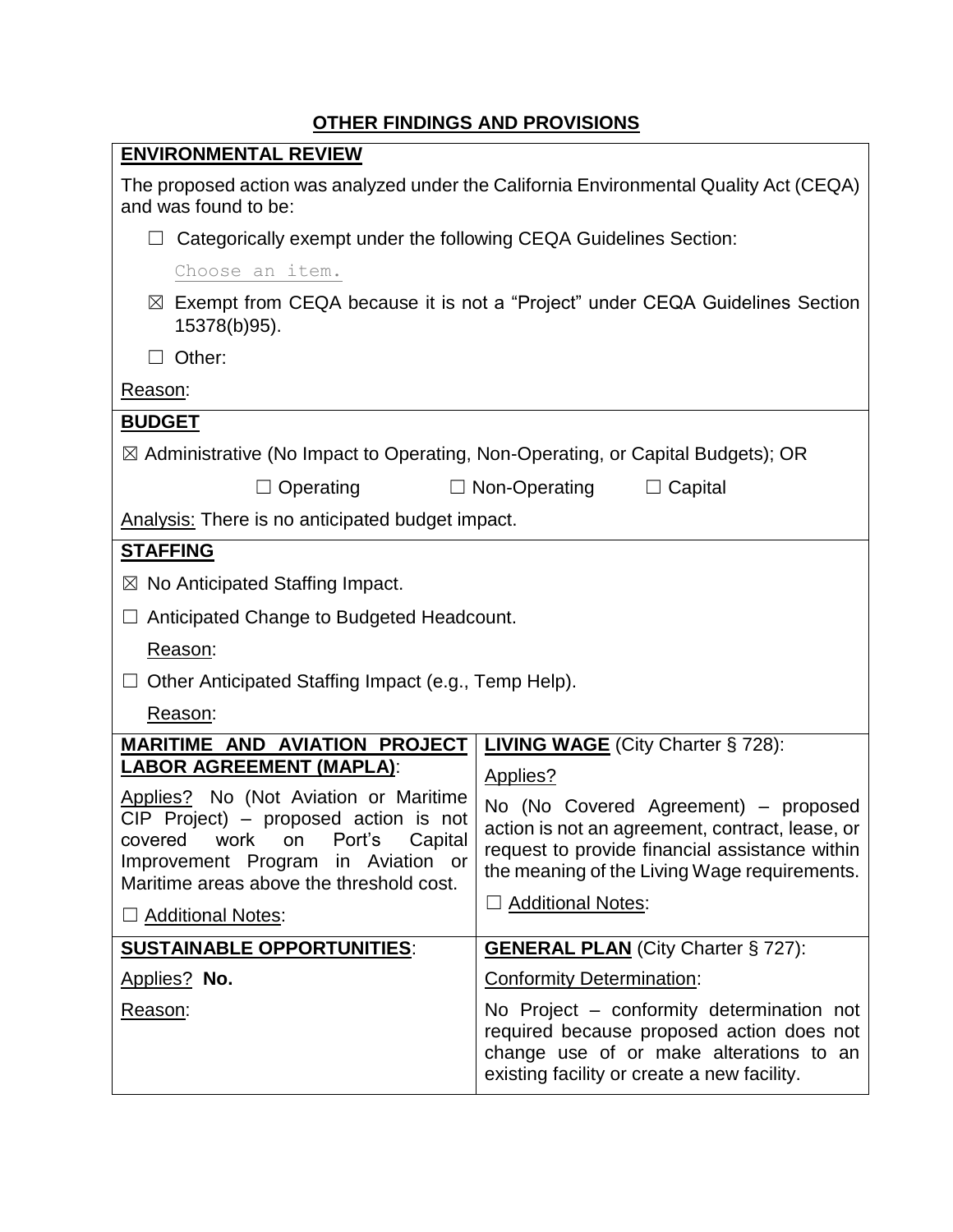## OTHER FINDINGS AND PROVISIONS

**ENVIRONMENTAL REVIEW**

The proposed action was analyzed under the California Environmental Quality Act (CEQA) and was found to be:

☐ Categorically exempt under the following CEQA Guidelines Section:

Choose an item.

☒ Exempt from CEQA because it is not a "Project" under CEQA Guidelines Section 15378(b)95).

☐ Other:

Reason:

**BUDGET**

☒ Administrative (No Impact to Operating, Non-Operating, or Capital Budgets); OR

☐ Operating ☐ Non-Operating ☐ Capital

Analysis: There is no anticipated budget impact.

**STAFFING**

☒ No Anticipated Staffing Impact.

☐ Anticipated Change to Budgeted Headcount.

Reason:

☐ Other Anticipated Staffing Impact (e.g., Temp Help).

Reason:

| **MARITIME AND AVIATION PROJECT LABOR AGREEMENT (MAPLA)**: | **LIVING WAGE** (City Charter § 728): |
|---|---|
| Applies? No (Not Aviation or Maritime CIP Project) – proposed action is not covered work on Port's Capital Improvement Program in Aviation or Maritime areas above the threshold cost.<br><br>☐ Additional Notes: | Applies?<br><br>No (No Covered Agreement) – proposed action is not an agreement, contract, lease, or request to provide financial assistance within the meaning of the Living Wage requirements.<br><br>☐ Additional Notes: |
| **SUSTAINABLE OPPORTUNITIES**: | **GENERAL PLAN** (City Charter § 727): |
| Applies? **No.**<br><br>Reason: | Conformity Determination:<br><br>No Project – conformity determination not required because proposed action does not change use of or make alterations to an existing facility or create a new facility. |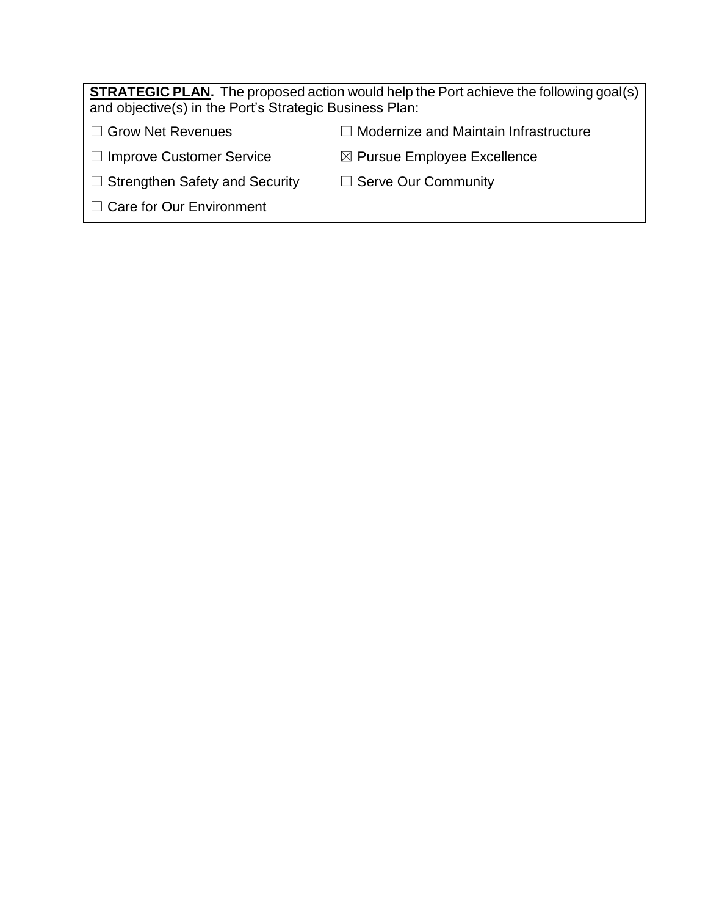**STRATEGIC PLAN.** The proposed action would help the Port achieve the following goal(s) and objective(s) in the Port's Strategic Business Plan:

☐ Grow Net Revenues

☐ Modernize and Maintain Infrastructure

☐ Improve Customer Service

☒ Pursue Employee Excellence

☐ Strengthen Safety and Security

☐ Serve Our Community

☐ Care for Our Environment